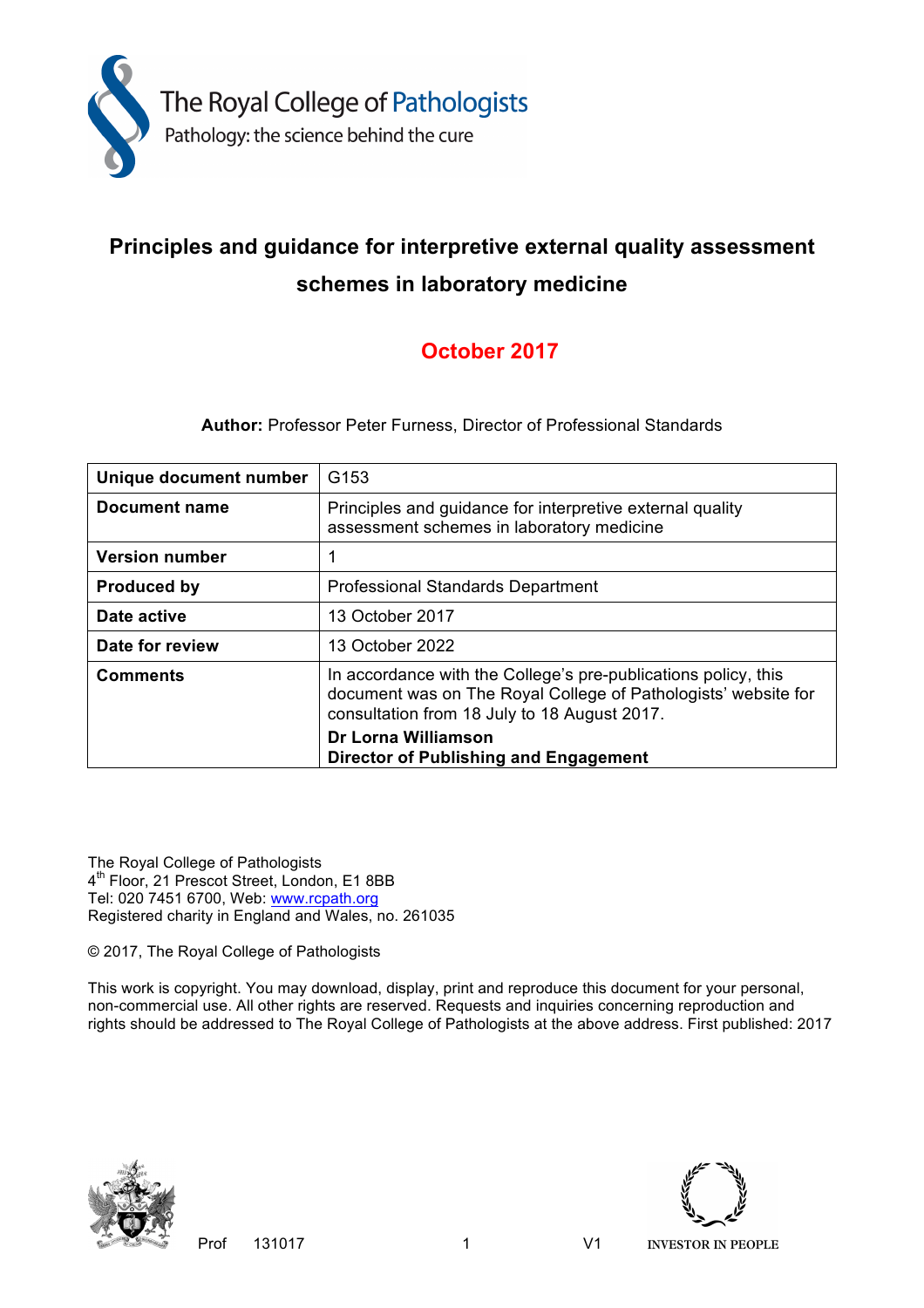The Royal College of Pathologists
Pathology: the science behind the cure

# Principles and guidance for interpretive external quality assessment schemes in laboratory medicine

## October 2017

**Author:** Professor Peter Furness, Director of Professional Standards

| **Unique document number** | G153 |
|---|---|
| **Document name** | Principles and guidance for interpretive external quality assessment schemes in laboratory medicine |
| **Version number** | 1 |
| **Produced by** | Professional Standards Department |
| **Date active** | 13 October 2017 |
| **Date for review** | 13 October 2022 |
| **Comments** | In accordance with the College's pre-publications policy, this document was on The Royal College of Pathologists' website for consultation from 18 July to 18 August 2017. **Dr Lorna Williamson** **Director of Publishing and Engagement** |

The Royal College of Pathologists
4th Floor, 21 Prescot Street, London, E1 8BB
Tel: 020 7451 6700, Web: www.rcpath.org
Registered charity in England and Wales, no. 261035

© 2017, The Royal College of Pathologists

This work is copyright. You may download, display, print and reproduce this document for your personal, non-commercial use. All other rights are reserved. Requests and inquiries concerning reproduction and rights should be addressed to The Royal College of Pathologists at the above address. First published: 2017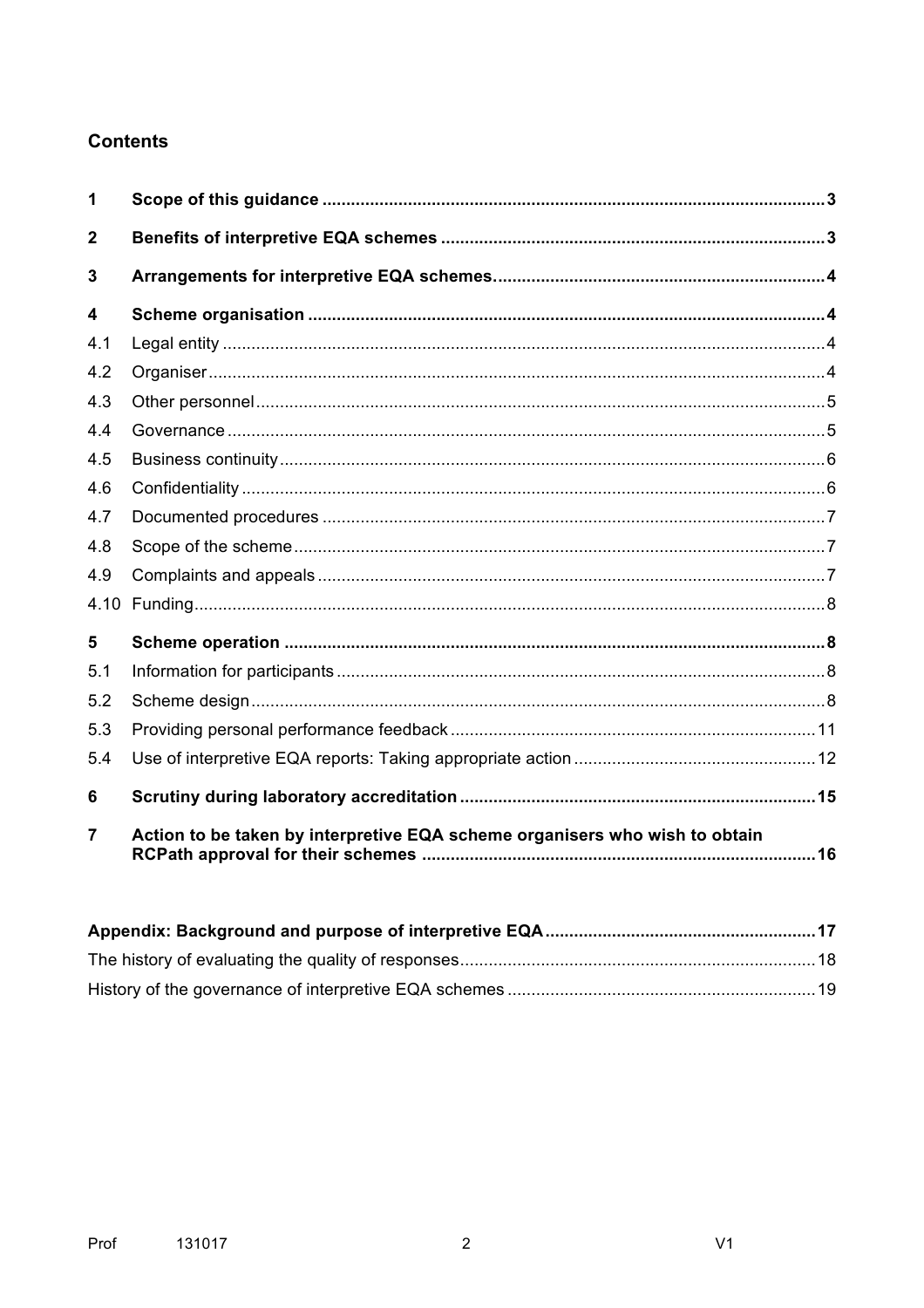## Contents

| | | |
|---|---|---|
| **1** | **Scope of this guidance** | **3** |
| **2** | **Benefits of interpretive EQA schemes** | **3** |
| **3** | **Arrangements for interpretive EQA schemes.** | **4** |
| **4** | **Scheme organisation** | **4** |
| 4.1 | Legal entity | 4 |
| 4.2 | Organiser | 4 |
| 4.3 | Other personnel | 5 |
| 4.4 | Governance | 5 |
| 4.5 | Business continuity | 6 |
| 4.6 | Confidentiality | 6 |
| 4.7 | Documented procedures | 7 |
| 4.8 | Scope of the scheme | 7 |
| 4.9 | Complaints and appeals | 7 |
| 4.10 | Funding | 8 |
| **5** | **Scheme operation** | **8** |
| 5.1 | Information for participants | 8 |
| 5.2 | Scheme design | 8 |
| 5.3 | Providing personal performance feedback | 11 |
| 5.4 | Use of interpretive EQA reports: Taking appropriate action | 12 |
| **6** | **Scrutiny during laboratory accreditation** | **15** |
| **7** | **Action to be taken by interpretive EQA scheme organisers who wish to obtain RCPath approval for their schemes** | **16** |

| | |
|---|---|
| **Appendix: Background and purpose of interpretive EQA** | **17** |
| The history of evaluating the quality of responses | 18 |
| History of the governance of interpretive EQA schemes | 19 |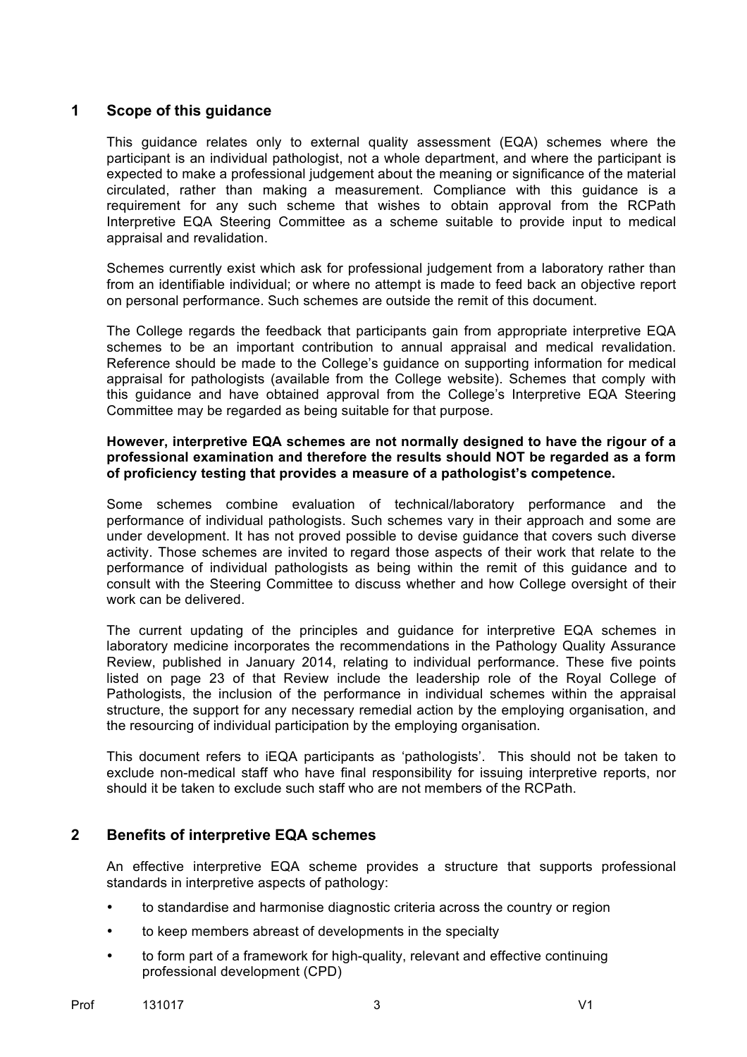## 1 Scope of this guidance

This guidance relates only to external quality assessment (EQA) schemes where the participant is an individual pathologist, not a whole department, and where the participant is expected to make a professional judgement about the meaning or significance of the material circulated, rather than making a measurement. Compliance with this guidance is a requirement for any such scheme that wishes to obtain approval from the RCPath Interpretive EQA Steering Committee as a scheme suitable to provide input to medical appraisal and revalidation.

Schemes currently exist which ask for professional judgement from a laboratory rather than from an identifiable individual; or where no attempt is made to feed back an objective report on personal performance. Such schemes are outside the remit of this document.

The College regards the feedback that participants gain from appropriate interpretive EQA schemes to be an important contribution to annual appraisal and medical revalidation. Reference should be made to the College's guidance on supporting information for medical appraisal for pathologists (available from the College website). Schemes that comply with this guidance and have obtained approval from the College's Interpretive EQA Steering Committee may be regarded as being suitable for that purpose.

**However, interpretive EQA schemes are not normally designed to have the rigour of a professional examination and therefore the results should NOT be regarded as a form of proficiency testing that provides a measure of a pathologist's competence.**

Some schemes combine evaluation of technical/laboratory performance and the performance of individual pathologists. Such schemes vary in their approach and some are under development. It has not proved possible to devise guidance that covers such diverse activity. Those schemes are invited to regard those aspects of their work that relate to the performance of individual pathologists as being within the remit of this guidance and to consult with the Steering Committee to discuss whether and how College oversight of their work can be delivered.

The current updating of the principles and guidance for interpretive EQA schemes in laboratory medicine incorporates the recommendations in the Pathology Quality Assurance Review, published in January 2014, relating to individual performance. These five points listed on page 23 of that Review include the leadership role of the Royal College of Pathologists, the inclusion of the performance in individual schemes within the appraisal structure, the support for any necessary remedial action by the employing organisation, and the resourcing of individual participation by the employing organisation.

This document refers to iEQA participants as 'pathologists'. This should not be taken to exclude non-medical staff who have final responsibility for issuing interpretive reports, nor should it be taken to exclude such staff who are not members of the RCPath.

## 2 Benefits of interpretive EQA schemes

An effective interpretive EQA scheme provides a structure that supports professional standards in interpretive aspects of pathology:

- to standardise and harmonise diagnostic criteria across the country or region
- to keep members abreast of developments in the specialty
- to form part of a framework for high-quality, relevant and effective continuing professional development (CPD)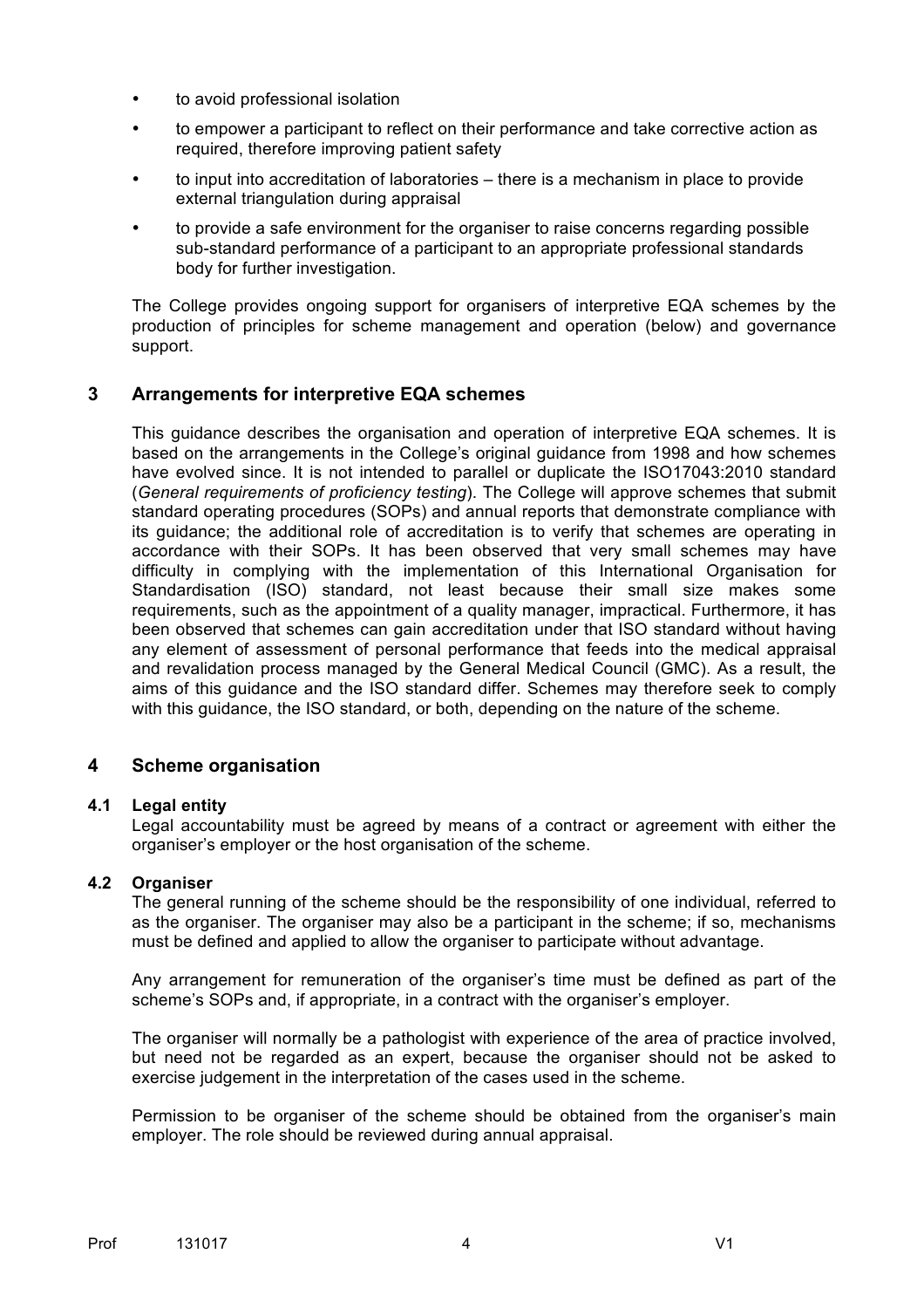- to avoid professional isolation
- to empower a participant to reflect on their performance and take corrective action as required, therefore improving patient safety
- to input into accreditation of laboratories – there is a mechanism in place to provide external triangulation during appraisal
- to provide a safe environment for the organiser to raise concerns regarding possible sub-standard performance of a participant to an appropriate professional standards body for further investigation.

The College provides ongoing support for organisers of interpretive EQA schemes by the production of principles for scheme management and operation (below) and governance support.

## 3 Arrangements for interpretive EQA schemes

This guidance describes the organisation and operation of interpretive EQA schemes. It is based on the arrangements in the College's original guidance from 1998 and how schemes have evolved since. It is not intended to parallel or duplicate the ISO17043:2010 standard (*General requirements of proficiency testing*). The College will approve schemes that submit standard operating procedures (SOPs) and annual reports that demonstrate compliance with its guidance; the additional role of accreditation is to verify that schemes are operating in accordance with their SOPs. It has been observed that very small schemes may have difficulty in complying with the implementation of this International Organisation for Standardisation (ISO) standard, not least because their small size makes some requirements, such as the appointment of a quality manager, impractical. Furthermore, it has been observed that schemes can gain accreditation under that ISO standard without having any element of assessment of personal performance that feeds into the medical appraisal and revalidation process managed by the General Medical Council (GMC). As a result, the aims of this guidance and the ISO standard differ. Schemes may therefore seek to comply with this guidance, the ISO standard, or both, depending on the nature of the scheme.

## 4 Scheme organisation

### 4.1 Legal entity

Legal accountability must be agreed by means of a contract or agreement with either the organiser's employer or the host organisation of the scheme.

### 4.2 Organiser

The general running of the scheme should be the responsibility of one individual, referred to as the organiser. The organiser may also be a participant in the scheme; if so, mechanisms must be defined and applied to allow the organiser to participate without advantage.

Any arrangement for remuneration of the organiser's time must be defined as part of the scheme's SOPs and, if appropriate, in a contract with the organiser's employer.

The organiser will normally be a pathologist with experience of the area of practice involved, but need not be regarded as an expert, because the organiser should not be asked to exercise judgement in the interpretation of the cases used in the scheme.

Permission to be organiser of the scheme should be obtained from the organiser's main employer. The role should be reviewed during annual appraisal.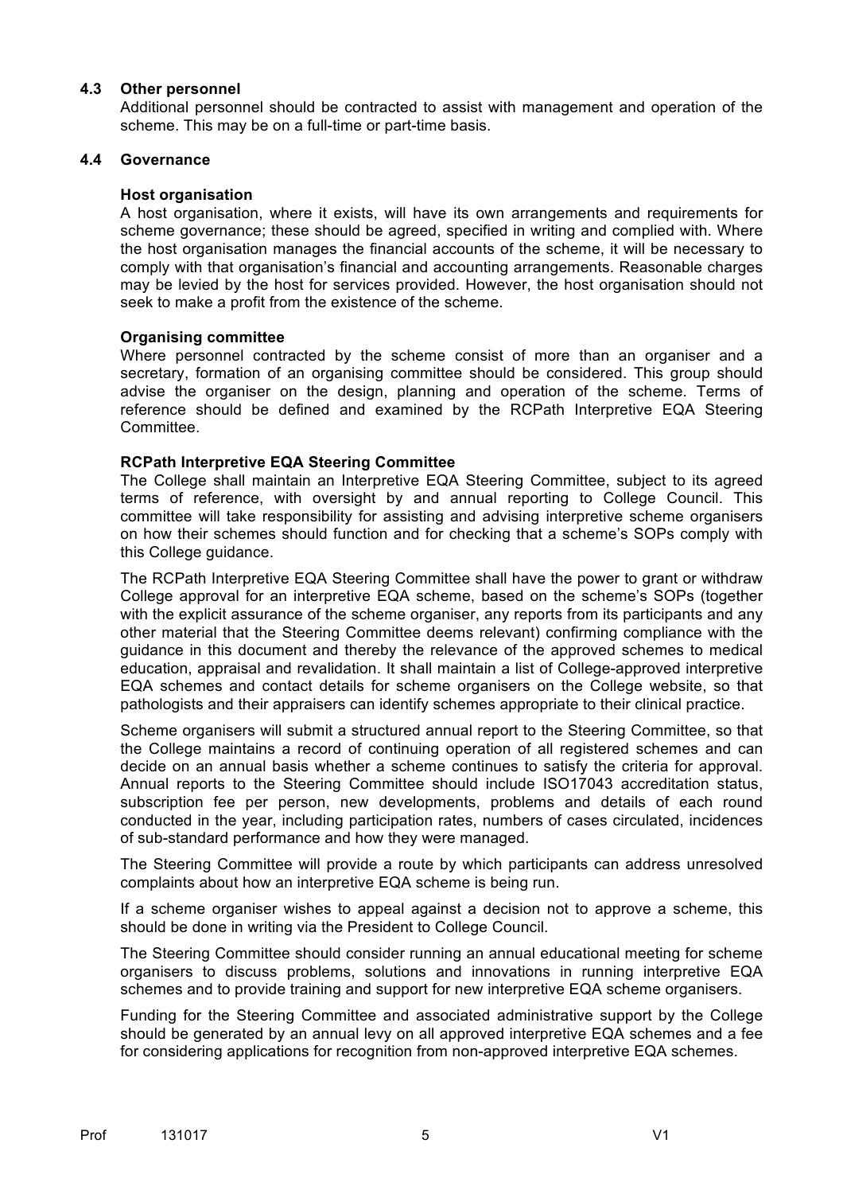### 4.3 Other personnel

Additional personnel should be contracted to assist with management and operation of the scheme. This may be on a full-time or part-time basis.

### 4.4 Governance

**Host organisation**

A host organisation, where it exists, will have its own arrangements and requirements for scheme governance; these should be agreed, specified in writing and complied with. Where the host organisation manages the financial accounts of the scheme, it will be necessary to comply with that organisation's financial and accounting arrangements. Reasonable charges may be levied by the host for services provided. However, the host organisation should not seek to make a profit from the existence of the scheme.

**Organising committee**

Where personnel contracted by the scheme consist of more than an organiser and a secretary, formation of an organising committee should be considered. This group should advise the organiser on the design, planning and operation of the scheme. Terms of reference should be defined and examined by the RCPath Interpretive EQA Steering Committee.

**RCPath Interpretive EQA Steering Committee**

The College shall maintain an Interpretive EQA Steering Committee, subject to its agreed terms of reference, with oversight by and annual reporting to College Council. This committee will take responsibility for assisting and advising interpretive scheme organisers on how their schemes should function and for checking that a scheme's SOPs comply with this College guidance.

The RCPath Interpretive EQA Steering Committee shall have the power to grant or withdraw College approval for an interpretive EQA scheme, based on the scheme's SOPs (together with the explicit assurance of the scheme organiser, any reports from its participants and any other material that the Steering Committee deems relevant) confirming compliance with the guidance in this document and thereby the relevance of the approved schemes to medical education, appraisal and revalidation. It shall maintain a list of College-approved interpretive EQA schemes and contact details for scheme organisers on the College website, so that pathologists and their appraisers can identify schemes appropriate to their clinical practice.

Scheme organisers will submit a structured annual report to the Steering Committee, so that the College maintains a record of continuing operation of all registered schemes and can decide on an annual basis whether a scheme continues to satisfy the criteria for approval. Annual reports to the Steering Committee should include ISO17043 accreditation status, subscription fee per person, new developments, problems and details of each round conducted in the year, including participation rates, numbers of cases circulated, incidences of sub-standard performance and how they were managed.

The Steering Committee will provide a route by which participants can address unresolved complaints about how an interpretive EQA scheme is being run.

If a scheme organiser wishes to appeal against a decision not to approve a scheme, this should be done in writing via the President to College Council.

The Steering Committee should consider running an annual educational meeting for scheme organisers to discuss problems, solutions and innovations in running interpretive EQA schemes and to provide training and support for new interpretive EQA scheme organisers.

Funding for the Steering Committee and associated administrative support by the College should be generated by an annual levy on all approved interpretive EQA schemes and a fee for considering applications for recognition from non-approved interpretive EQA schemes.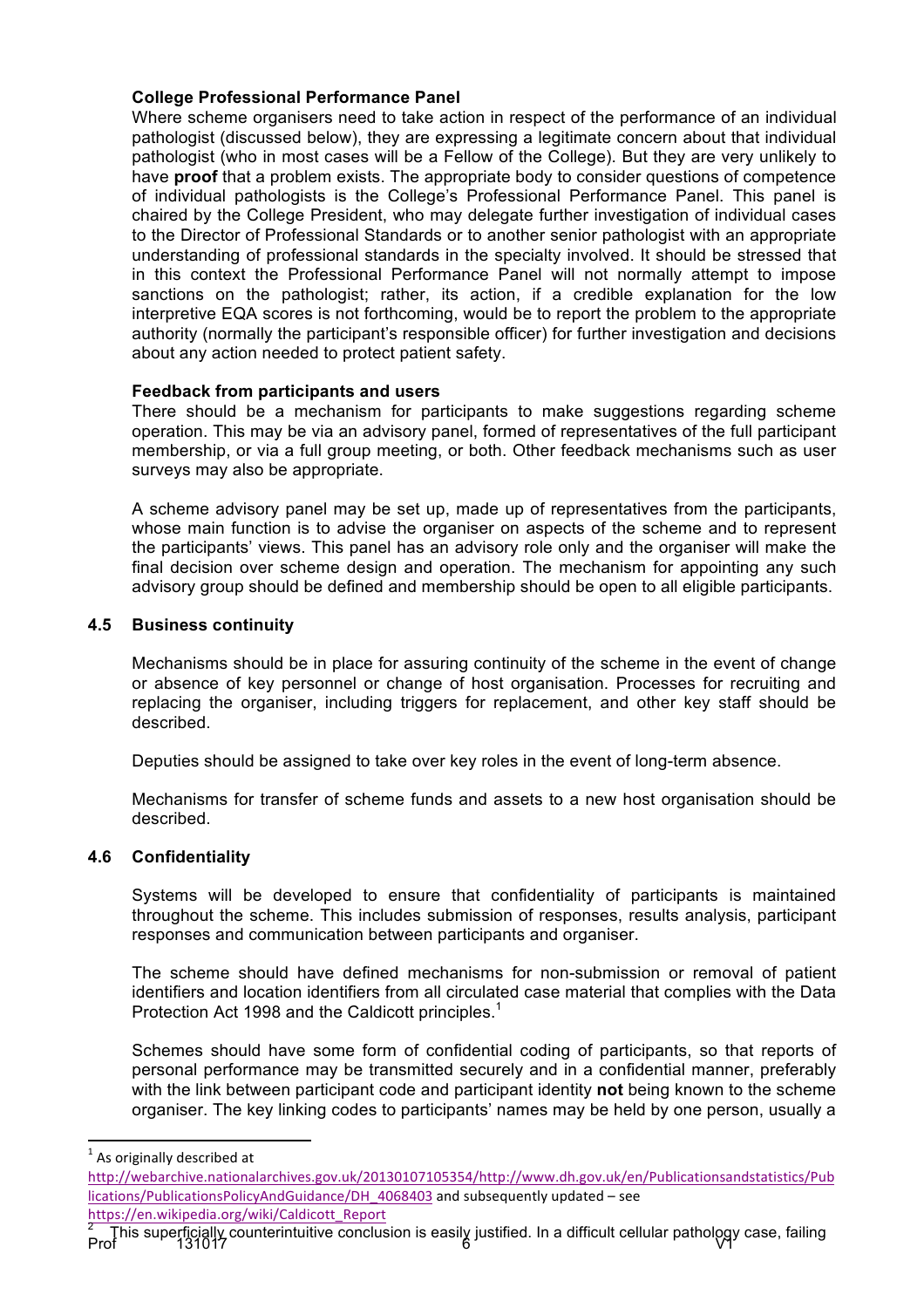**College Professional Performance Panel**

Where scheme organisers need to take action in respect of the performance of an individual pathologist (discussed below), they are expressing a legitimate concern about that individual pathologist (who in most cases will be a Fellow of the College). But they are very unlikely to have **proof** that a problem exists. The appropriate body to consider questions of competence of individual pathologists is the College's Professional Performance Panel. This panel is chaired by the College President, who may delegate further investigation of individual cases to the Director of Professional Standards or to another senior pathologist with an appropriate understanding of professional standards in the specialty involved. It should be stressed that in this context the Professional Performance Panel will not normally attempt to impose sanctions on the pathologist; rather, its action, if a credible explanation for the low interpretive EQA scores is not forthcoming, would be to report the problem to the appropriate authority (normally the participant's responsible officer) for further investigation and decisions about any action needed to protect patient safety.

**Feedback from participants and users**

There should be a mechanism for participants to make suggestions regarding scheme operation. This may be via an advisory panel, formed of representatives of the full participant membership, or via a full group meeting, or both. Other feedback mechanisms such as user surveys may also be appropriate.

A scheme advisory panel may be set up, made up of representatives from the participants, whose main function is to advise the organiser on aspects of the scheme and to represent the participants' views. This panel has an advisory role only and the organiser will make the final decision over scheme design and operation. The mechanism for appointing any such advisory group should be defined and membership should be open to all eligible participants.

### 4.5 Business continuity

Mechanisms should be in place for assuring continuity of the scheme in the event of change or absence of key personnel or change of host organisation. Processes for recruiting and replacing the organiser, including triggers for replacement, and other key staff should be described.

Deputies should be assigned to take over key roles in the event of long-term absence.

Mechanisms for transfer of scheme funds and assets to a new host organisation should be described.

### 4.6 Confidentiality

Systems will be developed to ensure that confidentiality of participants is maintained throughout the scheme. This includes submission of responses, results analysis, participant responses and communication between participants and organiser.

The scheme should have defined mechanisms for non-submission or removal of patient identifiers and location identifiers from all circulated case material that complies with the Data Protection Act 1998 and the Caldicott principles.[1]

Schemes should have some form of confidential coding of participants, so that reports of personal performance may be transmitted securely and in a confidential manner, preferably with the link between participant code and participant identity **not** being known to the scheme organiser. The key linking codes to participants' names may be held by one person, usually a

---

[1] As originally described at http://webarchive.nationalarchives.gov.uk/20130107105354/http://www.dh.gov.uk/en/Publicationsandstatistics/Publications/PublicationsPolicyAndGuidance/DH_4068403 and subsequently updated – see https://en.wikipedia.org/wiki/Caldicott_Report

[2] This superficially counterintuitive conclusion is easily justified. In a difficult cellular pathology case, failing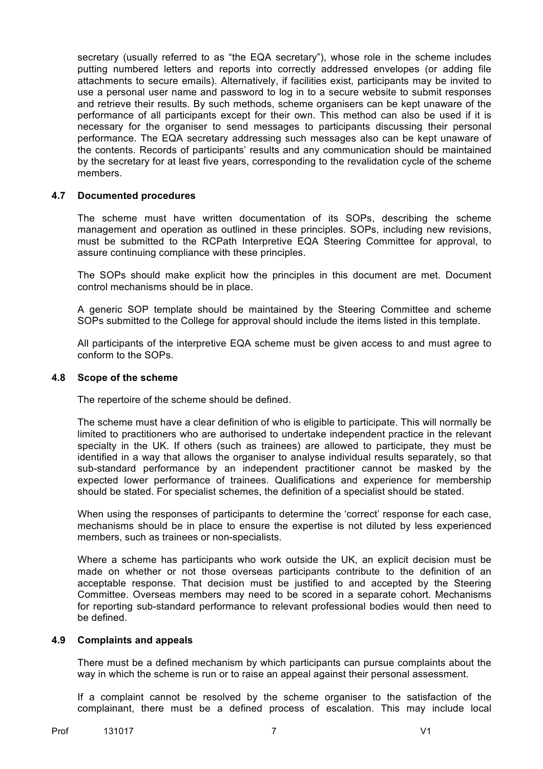secretary (usually referred to as "the EQA secretary"), whose role in the scheme includes putting numbered letters and reports into correctly addressed envelopes (or adding file attachments to secure emails). Alternatively, if facilities exist, participants may be invited to use a personal user name and password to log in to a secure website to submit responses and retrieve their results. By such methods, scheme organisers can be kept unaware of the performance of all participants except for their own. This method can also be used if it is necessary for the organiser to send messages to participants discussing their personal performance. The EQA secretary addressing such messages also can be kept unaware of the contents. Records of participants' results and any communication should be maintained by the secretary for at least five years, corresponding to the revalidation cycle of the scheme members.

### 4.7 Documented procedures

The scheme must have written documentation of its SOPs, describing the scheme management and operation as outlined in these principles. SOPs, including new revisions, must be submitted to the RCPath Interpretive EQA Steering Committee for approval, to assure continuing compliance with these principles.

The SOPs should make explicit how the principles in this document are met. Document control mechanisms should be in place.

A generic SOP template should be maintained by the Steering Committee and scheme SOPs submitted to the College for approval should include the items listed in this template.

All participants of the interpretive EQA scheme must be given access to and must agree to conform to the SOPs.

### 4.8 Scope of the scheme

The repertoire of the scheme should be defined.

The scheme must have a clear definition of who is eligible to participate. This will normally be limited to practitioners who are authorised to undertake independent practice in the relevant specialty in the UK. If others (such as trainees) are allowed to participate, they must be identified in a way that allows the organiser to analyse individual results separately, so that sub-standard performance by an independent practitioner cannot be masked by the expected lower performance of trainees. Qualifications and experience for membership should be stated. For specialist schemes, the definition of a specialist should be stated.

When using the responses of participants to determine the 'correct' response for each case, mechanisms should be in place to ensure the expertise is not diluted by less experienced members, such as trainees or non-specialists.

Where a scheme has participants who work outside the UK, an explicit decision must be made on whether or not those overseas participants contribute to the definition of an acceptable response. That decision must be justified to and accepted by the Steering Committee. Overseas members may need to be scored in a separate cohort. Mechanisms for reporting sub-standard performance to relevant professional bodies would then need to be defined.

### 4.9 Complaints and appeals

There must be a defined mechanism by which participants can pursue complaints about the way in which the scheme is run or to raise an appeal against their personal assessment.

If a complaint cannot be resolved by the scheme organiser to the satisfaction of the complainant, there must be a defined process of escalation. This may include local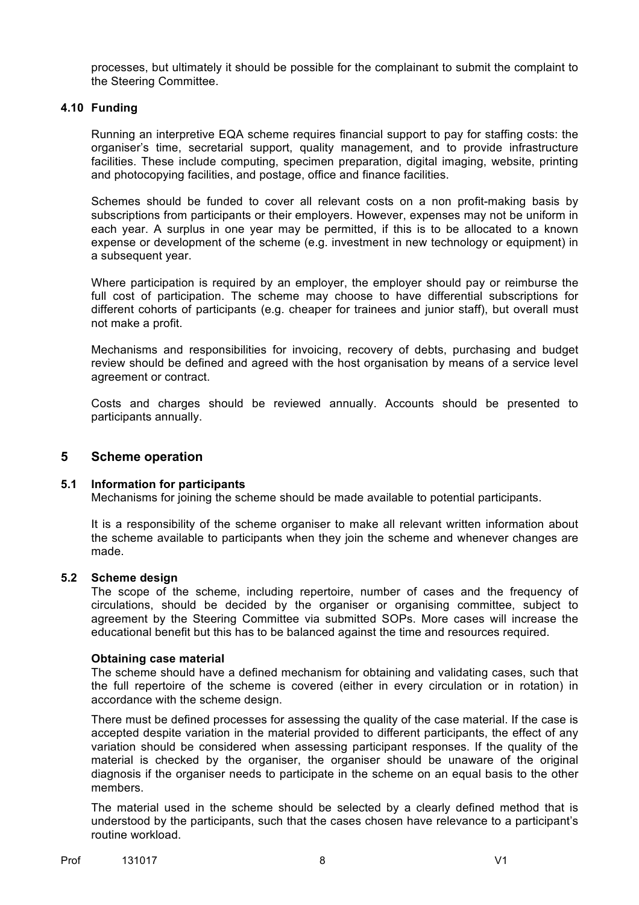processes, but ultimately it should be possible for the complainant to submit the complaint to the Steering Committee.

### 4.10 Funding

Running an interpretive EQA scheme requires financial support to pay for staffing costs: the organiser's time, secretarial support, quality management, and to provide infrastructure facilities. These include computing, specimen preparation, digital imaging, website, printing and photocopying facilities, and postage, office and finance facilities.

Schemes should be funded to cover all relevant costs on a non profit-making basis by subscriptions from participants or their employers. However, expenses may not be uniform in each year. A surplus in one year may be permitted, if this is to be allocated to a known expense or development of the scheme (e.g. investment in new technology or equipment) in a subsequent year.

Where participation is required by an employer, the employer should pay or reimburse the full cost of participation. The scheme may choose to have differential subscriptions for different cohorts of participants (e.g. cheaper for trainees and junior staff), but overall must not make a profit.

Mechanisms and responsibilities for invoicing, recovery of debts, purchasing and budget review should be defined and agreed with the host organisation by means of a service level agreement or contract.

Costs and charges should be reviewed annually. Accounts should be presented to participants annually.

## 5 Scheme operation

### 5.1 Information for participants

Mechanisms for joining the scheme should be made available to potential participants.

It is a responsibility of the scheme organiser to make all relevant written information about the scheme available to participants when they join the scheme and whenever changes are made.

### 5.2 Scheme design

The scope of the scheme, including repertoire, number of cases and the frequency of circulations, should be decided by the organiser or organising committee, subject to agreement by the Steering Committee via submitted SOPs. More cases will increase the educational benefit but this has to be balanced against the time and resources required.

**Obtaining case material**

The scheme should have a defined mechanism for obtaining and validating cases, such that the full repertoire of the scheme is covered (either in every circulation or in rotation) in accordance with the scheme design.

There must be defined processes for assessing the quality of the case material. If the case is accepted despite variation in the material provided to different participants, the effect of any variation should be considered when assessing participant responses. If the quality of the material is checked by the organiser, the organiser should be unaware of the original diagnosis if the organiser needs to participate in the scheme on an equal basis to the other members.

The material used in the scheme should be selected by a clearly defined method that is understood by the participants, such that the cases chosen have relevance to a participant's routine workload.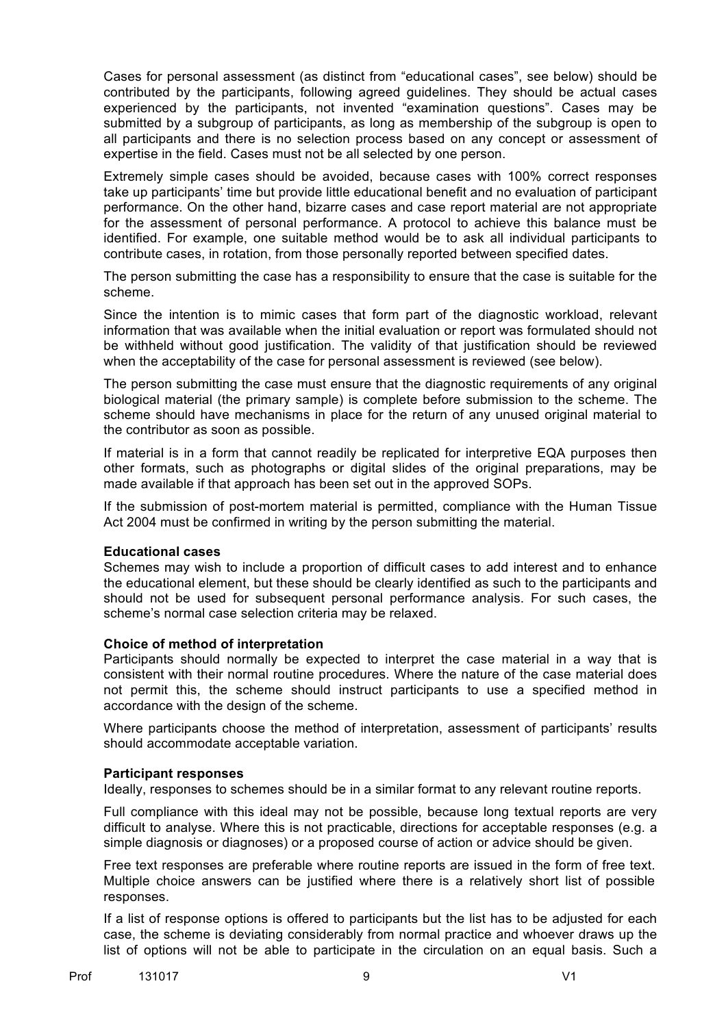Cases for personal assessment (as distinct from "educational cases", see below) should be contributed by the participants, following agreed guidelines. They should be actual cases experienced by the participants, not invented "examination questions". Cases may be submitted by a subgroup of participants, as long as membership of the subgroup is open to all participants and there is no selection process based on any concept or assessment of expertise in the field. Cases must not be all selected by one person.

Extremely simple cases should be avoided, because cases with 100% correct responses take up participants' time but provide little educational benefit and no evaluation of participant performance. On the other hand, bizarre cases and case report material are not appropriate for the assessment of personal performance. A protocol to achieve this balance must be identified. For example, one suitable method would be to ask all individual participants to contribute cases, in rotation, from those personally reported between specified dates.

The person submitting the case has a responsibility to ensure that the case is suitable for the scheme.

Since the intention is to mimic cases that form part of the diagnostic workload, relevant information that was available when the initial evaluation or report was formulated should not be withheld without good justification. The validity of that justification should be reviewed when the acceptability of the case for personal assessment is reviewed (see below).

The person submitting the case must ensure that the diagnostic requirements of any original biological material (the primary sample) is complete before submission to the scheme. The scheme should have mechanisms in place for the return of any unused original material to the contributor as soon as possible.

If material is in a form that cannot readily be replicated for interpretive EQA purposes then other formats, such as photographs or digital slides of the original preparations, may be made available if that approach has been set out in the approved SOPs.

If the submission of post-mortem material is permitted, compliance with the Human Tissue Act 2004 must be confirmed in writing by the person submitting the material.

**Educational cases**

Schemes may wish to include a proportion of difficult cases to add interest and to enhance the educational element, but these should be clearly identified as such to the participants and should not be used for subsequent personal performance analysis. For such cases, the scheme's normal case selection criteria may be relaxed.

**Choice of method of interpretation**

Participants should normally be expected to interpret the case material in a way that is consistent with their normal routine procedures. Where the nature of the case material does not permit this, the scheme should instruct participants to use a specified method in accordance with the design of the scheme.

Where participants choose the method of interpretation, assessment of participants' results should accommodate acceptable variation.

**Participant responses**

Ideally, responses to schemes should be in a similar format to any relevant routine reports.

Full compliance with this ideal may not be possible, because long textual reports are very difficult to analyse. Where this is not practicable, directions for acceptable responses (e.g. a simple diagnosis or diagnoses) or a proposed course of action or advice should be given.

Free text responses are preferable where routine reports are issued in the form of free text. Multiple choice answers can be justified where there is a relatively short list of possible responses.

If a list of response options is offered to participants but the list has to be adjusted for each case, the scheme is deviating considerably from normal practice and whoever draws up the list of options will not be able to participate in the circulation on an equal basis. Such a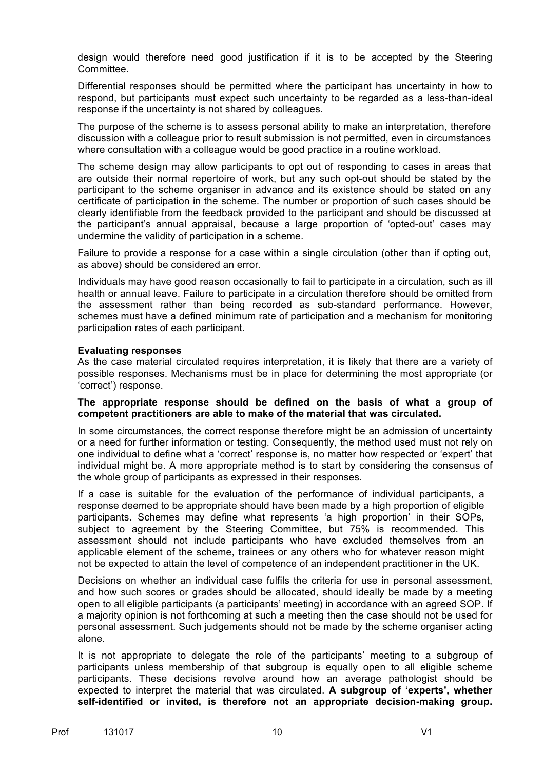design would therefore need good justification if it is to be accepted by the Steering Committee.

Differential responses should be permitted where the participant has uncertainty in how to respond, but participants must expect such uncertainty to be regarded as a less-than-ideal response if the uncertainty is not shared by colleagues.

The purpose of the scheme is to assess personal ability to make an interpretation, therefore discussion with a colleague prior to result submission is not permitted, even in circumstances where consultation with a colleague would be good practice in a routine workload.

The scheme design may allow participants to opt out of responding to cases in areas that are outside their normal repertoire of work, but any such opt-out should be stated by the participant to the scheme organiser in advance and its existence should be stated on any certificate of participation in the scheme. The number or proportion of such cases should be clearly identifiable from the feedback provided to the participant and should be discussed at the participant's annual appraisal, because a large proportion of 'opted-out' cases may undermine the validity of participation in a scheme.

Failure to provide a response for a case within a single circulation (other than if opting out, as above) should be considered an error.

Individuals may have good reason occasionally to fail to participate in a circulation, such as ill health or annual leave. Failure to participate in a circulation therefore should be omitted from the assessment rather than being recorded as sub-standard performance. However, schemes must have a defined minimum rate of participation and a mechanism for monitoring participation rates of each participant.

**Evaluating responses**

As the case material circulated requires interpretation, it is likely that there are a variety of possible responses. Mechanisms must be in place for determining the most appropriate (or 'correct') response.

**The appropriate response should be defined on the basis of what a group of competent practitioners are able to make of the material that was circulated.**

In some circumstances, the correct response therefore might be an admission of uncertainty or a need for further information or testing. Consequently, the method used must not rely on one individual to define what a 'correct' response is, no matter how respected or 'expert' that individual might be. A more appropriate method is to start by considering the consensus of the whole group of participants as expressed in their responses.

If a case is suitable for the evaluation of the performance of individual participants, a response deemed to be appropriate should have been made by a high proportion of eligible participants. Schemes may define what represents 'a high proportion' in their SOPs, subject to agreement by the Steering Committee, but 75% is recommended. This assessment should not include participants who have excluded themselves from an applicable element of the scheme, trainees or any others who for whatever reason might not be expected to attain the level of competence of an independent practitioner in the UK.

Decisions on whether an individual case fulfils the criteria for use in personal assessment, and how such scores or grades should be allocated, should ideally be made by a meeting open to all eligible participants (a participants' meeting) in accordance with an agreed SOP. If a majority opinion is not forthcoming at such a meeting then the case should not be used for personal assessment. Such judgements should not be made by the scheme organiser acting alone.

It is not appropriate to delegate the role of the participants' meeting to a subgroup of participants unless membership of that subgroup is equally open to all eligible scheme participants. These decisions revolve around how an average pathologist should be expected to interpret the material that was circulated. **A subgroup of 'experts', whether self-identified or invited, is therefore not an appropriate decision-making group.**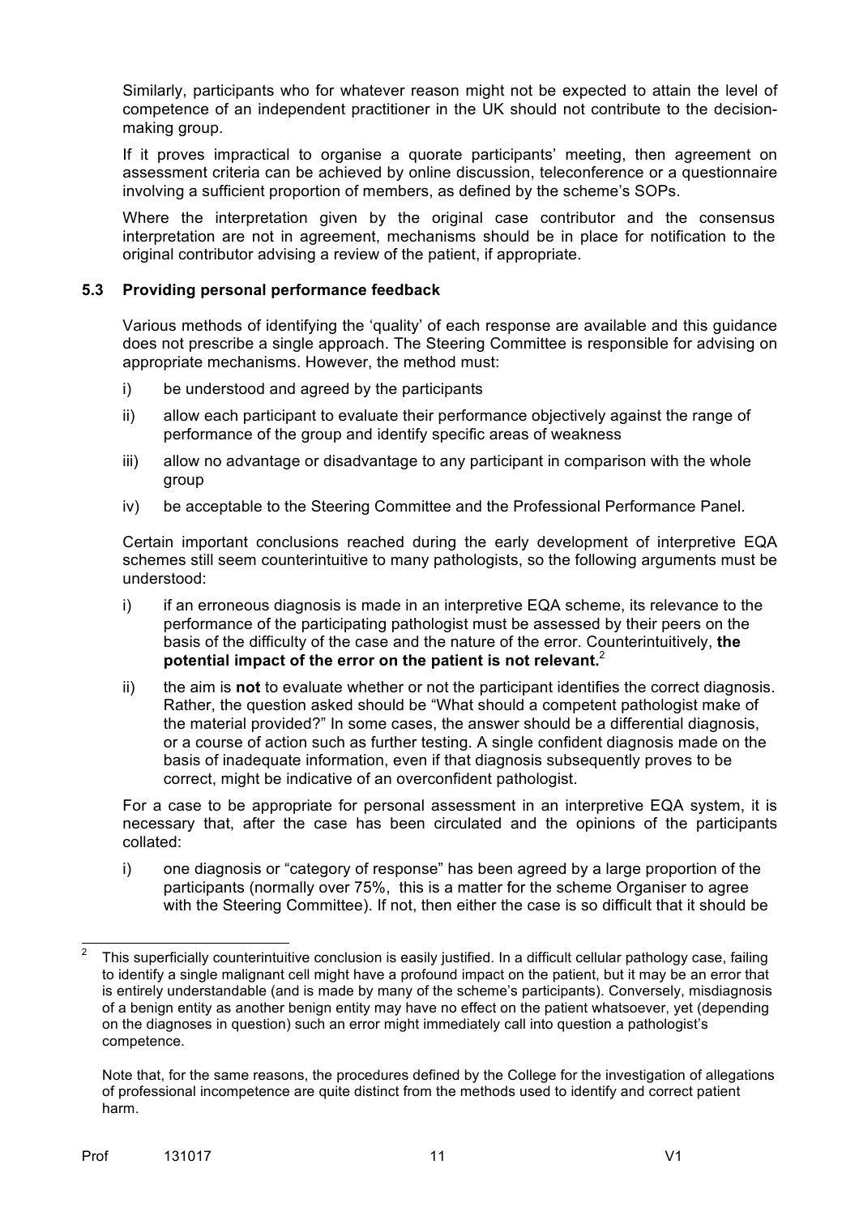Similarly, participants who for whatever reason might not be expected to attain the level of competence of an independent practitioner in the UK should not contribute to the decision-making group.

If it proves impractical to organise a quorate participants' meeting, then agreement on assessment criteria can be achieved by online discussion, teleconference or a questionnaire involving a sufficient proportion of members, as defined by the scheme's SOPs.

Where the interpretation given by the original case contributor and the consensus interpretation are not in agreement, mechanisms should be in place for notification to the original contributor advising a review of the patient, if appropriate.

### 5.3 Providing personal performance feedback

Various methods of identifying the 'quality' of each response are available and this guidance does not prescribe a single approach. The Steering Committee is responsible for advising on appropriate mechanisms. However, the method must:

i) be understood and agreed by the participants

ii) allow each participant to evaluate their performance objectively against the range of performance of the group and identify specific areas of weakness

iii) allow no advantage or disadvantage to any participant in comparison with the whole group

iv) be acceptable to the Steering Committee and the Professional Performance Panel.

Certain important conclusions reached during the early development of interpretive EQA schemes still seem counterintuitive to many pathologists, so the following arguments must be understood:

i) if an erroneous diagnosis is made in an interpretive EQA scheme, its relevance to the performance of the participating pathologist must be assessed by their peers on the basis of the difficulty of the case and the nature of the error. Counterintuitively, **the potential impact of the error on the patient is not relevant.**[2]

ii) the aim is **not** to evaluate whether or not the participant identifies the correct diagnosis. Rather, the question asked should be "What should a competent pathologist make of the material provided?" In some cases, the answer should be a differential diagnosis, or a course of action such as further testing. A single confident diagnosis made on the basis of inadequate information, even if that diagnosis subsequently proves to be correct, might be indicative of an overconfident pathologist.

For a case to be appropriate for personal assessment in an interpretive EQA system, it is necessary that, after the case has been circulated and the opinions of the participants collated:

i) one diagnosis or "category of response" has been agreed by a large proportion of the participants (normally over 75%, this is a matter for the scheme Organiser to agree with the Steering Committee). If not, then either the case is so difficult that it should be

---

[2] This superficially counterintuitive conclusion is easily justified. In a difficult cellular pathology case, failing to identify a single malignant cell might have a profound impact on the patient, but it may be an error that is entirely understandable (and is made by many of the scheme's participants). Conversely, misdiagnosis of a benign entity as another benign entity may have no effect on the patient whatsoever, yet (depending on the diagnoses in question) such an error might immediately call into question a pathologist's competence.

Note that, for the same reasons, the procedures defined by the College for the investigation of allegations of professional incompetence are quite distinct from the methods used to identify and correct patient harm.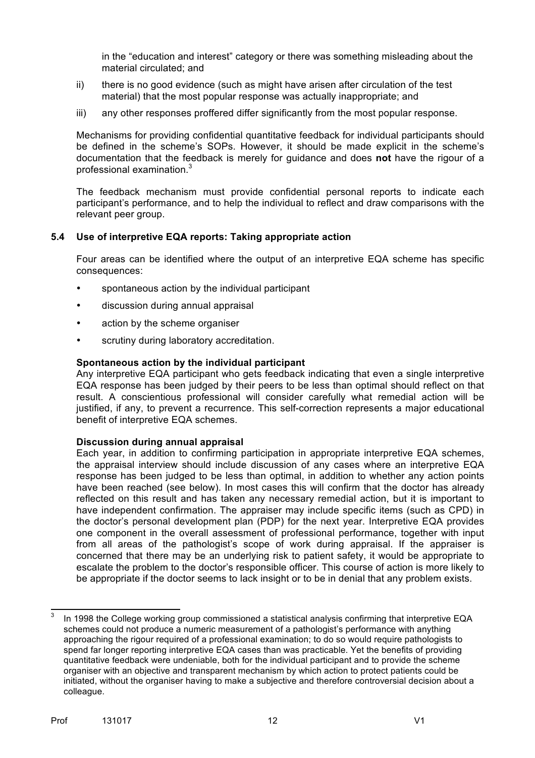in the "education and interest" category or there was something misleading about the material circulated; and

ii) there is no good evidence (such as might have arisen after circulation of the test material) that the most popular response was actually inappropriate; and

iii) any other responses proffered differ significantly from the most popular response.

Mechanisms for providing confidential quantitative feedback for individual participants should be defined in the scheme's SOPs. However, it should be made explicit in the scheme's documentation that the feedback is merely for guidance and does **not** have the rigour of a professional examination.[3]

The feedback mechanism must provide confidential personal reports to indicate each participant's performance, and to help the individual to reflect and draw comparisons with the relevant peer group.

### 5.4 Use of interpretive EQA reports: Taking appropriate action

Four areas can be identified where the output of an interpretive EQA scheme has specific consequences:

- spontaneous action by the individual participant
- discussion during annual appraisal
- action by the scheme organiser
- scrutiny during laboratory accreditation.

**Spontaneous action by the individual participant**

Any interpretive EQA participant who gets feedback indicating that even a single interpretive EQA response has been judged by their peers to be less than optimal should reflect on that result. A conscientious professional will consider carefully what remedial action will be justified, if any, to prevent a recurrence. This self-correction represents a major educational benefit of interpretive EQA schemes.

**Discussion during annual appraisal**

Each year, in addition to confirming participation in appropriate interpretive EQA schemes, the appraisal interview should include discussion of any cases where an interpretive EQA response has been judged to be less than optimal, in addition to whether any action points have been reached (see below). In most cases this will confirm that the doctor has already reflected on this result and has taken any necessary remedial action, but it is important to have independent confirmation. The appraiser may include specific items (such as CPD) in the doctor's personal development plan (PDP) for the next year. Interpretive EQA provides one component in the overall assessment of professional performance, together with input from all areas of the pathologist's scope of work during appraisal. If the appraiser is concerned that there may be an underlying risk to patient safety, it would be appropriate to escalate the problem to the doctor's responsible officer. This course of action is more likely to be appropriate if the doctor seems to lack insight or to be in denial that any problem exists.

[3] In 1998 the College working group commissioned a statistical analysis confirming that interpretive EQA schemes could not produce a numeric measurement of a pathologist's performance with anything approaching the rigour required of a professional examination; to do so would require pathologists to spend far longer reporting interpretive EQA cases than was practicable. Yet the benefits of providing quantitative feedback were undeniable, both for the individual participant and to provide the scheme organiser with an objective and transparent mechanism by which action to protect patients could be initiated, without the organiser having to make a subjective and therefore controversial decision about a colleague.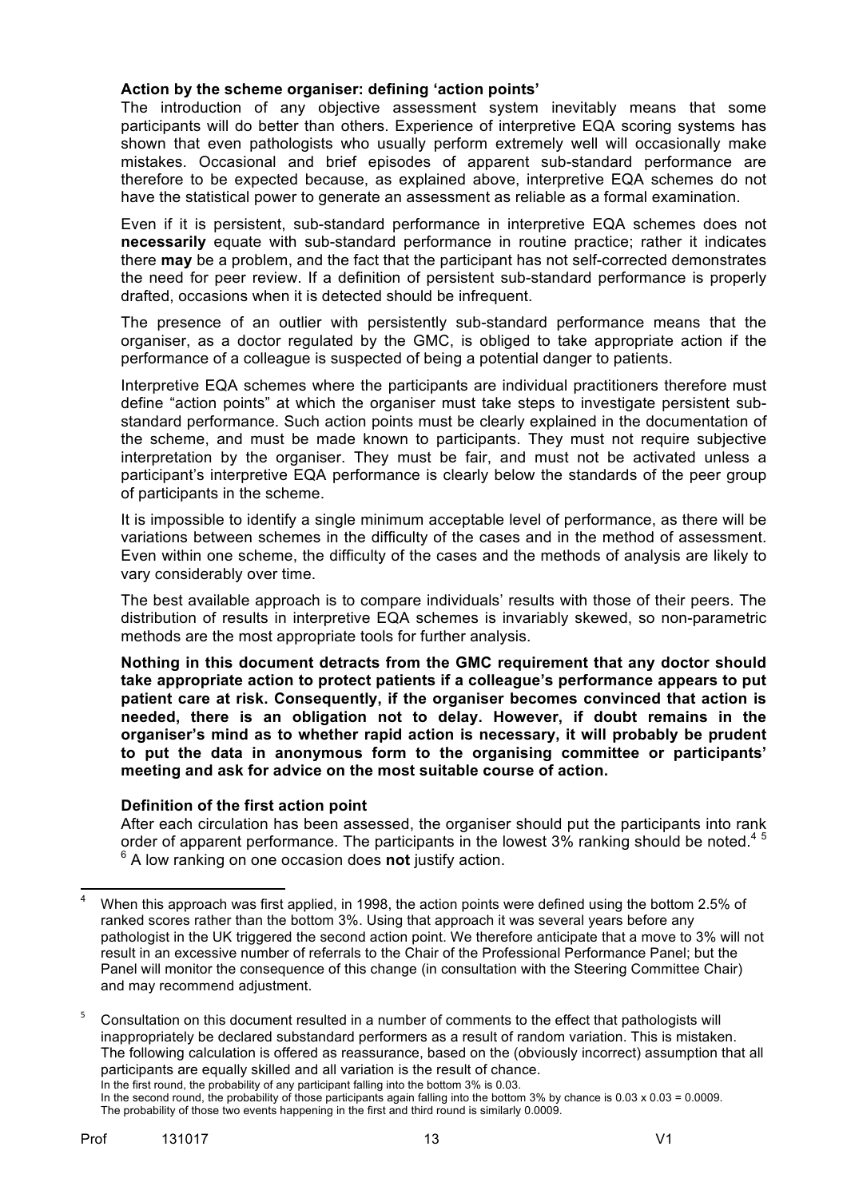**Action by the scheme organiser: defining 'action points'**

The introduction of any objective assessment system inevitably means that some participants will do better than others. Experience of interpretive EQA scoring systems has shown that even pathologists who usually perform extremely well will occasionally make mistakes. Occasional and brief episodes of apparent sub-standard performance are therefore to be expected because, as explained above, interpretive EQA schemes do not have the statistical power to generate an assessment as reliable as a formal examination.

Even if it is persistent, sub-standard performance in interpretive EQA schemes does not **necessarily** equate with sub-standard performance in routine practice; rather it indicates there **may** be a problem, and the fact that the participant has not self-corrected demonstrates the need for peer review. If a definition of persistent sub-standard performance is properly drafted, occasions when it is detected should be infrequent.

The presence of an outlier with persistently sub-standard performance means that the organiser, as a doctor regulated by the GMC, is obliged to take appropriate action if the performance of a colleague is suspected of being a potential danger to patients.

Interpretive EQA schemes where the participants are individual practitioners therefore must define "action points" at which the organiser must take steps to investigate persistent sub-standard performance. Such action points must be clearly explained in the documentation of the scheme, and must be made known to participants. They must not require subjective interpretation by the organiser. They must be fair, and must not be activated unless a participant's interpretive EQA performance is clearly below the standards of the peer group of participants in the scheme.

It is impossible to identify a single minimum acceptable level of performance, as there will be variations between schemes in the difficulty of the cases and in the method of assessment. Even within one scheme, the difficulty of the cases and the methods of analysis are likely to vary considerably over time.

The best available approach is to compare individuals' results with those of their peers. The distribution of results in interpretive EQA schemes is invariably skewed, so non-parametric methods are the most appropriate tools for further analysis.

**Nothing in this document detracts from the GMC requirement that any doctor should take appropriate action to protect patients if a colleague's performance appears to put patient care at risk. Consequently, if the organiser becomes convinced that action is needed, there is an obligation not to delay. However, if doubt remains in the organiser's mind as to whether rapid action is necessary, it will probably be prudent to put the data in anonymous form to the organising committee or participants' meeting and ask for advice on the most suitable course of action.**

**Definition of the first action point**

After each circulation has been assessed, the organiser should put the participants into rank order of apparent performance. The participants in the lowest 3% ranking should be noted.[4] [5] [6] A low ranking on one occasion does **not** justify action.

---

[4] When this approach was first applied, in 1998, the action points were defined using the bottom 2.5% of ranked scores rather than the bottom 3%. Using that approach it was several years before any pathologist in the UK triggered the second action point. We therefore anticipate that a move to 3% will not result in an excessive number of referrals to the Chair of the Professional Performance Panel; but the Panel will monitor the consequence of this change (in consultation with the Steering Committee Chair) and may recommend adjustment.

[5] Consultation on this document resulted in a number of comments to the effect that pathologists will inappropriately be declared substandard performers as a result of random variation. This is mistaken. The following calculation is offered as reassurance, based on the (obviously incorrect) assumption that all participants are equally skilled and all variation is the result of chance.
In the first round, the probability of any participant falling into the bottom 3% is 0.03.
In the second round, the probability of those participants again falling into the bottom 3% by chance is $0.03 \times 0.03 = 0.0009$.
The probability of those two events happening in the first and third round is similarly 0.0009.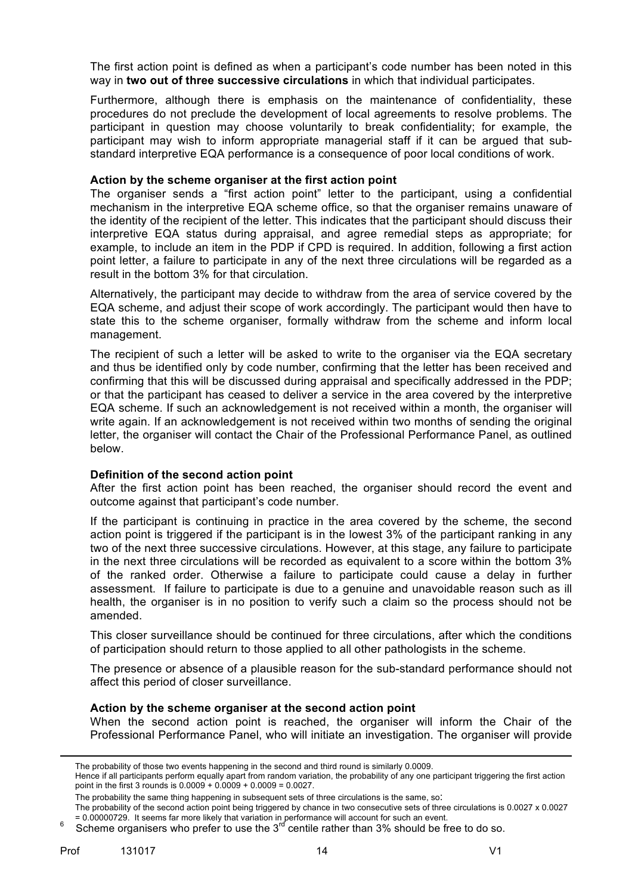The first action point is defined as when a participant's code number has been noted in this way in **two out of three successive circulations** in which that individual participates.

Furthermore, although there is emphasis on the maintenance of confidentiality, these procedures do not preclude the development of local agreements to resolve problems. The participant in question may choose voluntarily to break confidentiality; for example, the participant may wish to inform appropriate managerial staff if it can be argued that sub-standard interpretive EQA performance is a consequence of poor local conditions of work.

**Action by the scheme organiser at the first action point**

The organiser sends a "first action point" letter to the participant, using a confidential mechanism in the interpretive EQA scheme office, so that the organiser remains unaware of the identity of the recipient of the letter. This indicates that the participant should discuss their interpretive EQA status during appraisal, and agree remedial steps as appropriate; for example, to include an item in the PDP if CPD is required. In addition, following a first action point letter, a failure to participate in any of the next three circulations will be regarded as a result in the bottom 3% for that circulation.

Alternatively, the participant may decide to withdraw from the area of service covered by the EQA scheme, and adjust their scope of work accordingly. The participant would then have to state this to the scheme organiser, formally withdraw from the scheme and inform local management.

The recipient of such a letter will be asked to write to the organiser via the EQA secretary and thus be identified only by code number, confirming that the letter has been received and confirming that this will be discussed during appraisal and specifically addressed in the PDP; or that the participant has ceased to deliver a service in the area covered by the interpretive EQA scheme. If such an acknowledgement is not received within a month, the organiser will write again. If an acknowledgement is not received within two months of sending the original letter, the organiser will contact the Chair of the Professional Performance Panel, as outlined below.

**Definition of the second action point**

After the first action point has been reached, the organiser should record the event and outcome against that participant's code number.

If the participant is continuing in practice in the area covered by the scheme, the second action point is triggered if the participant is in the lowest 3% of the participant ranking in any two of the next three successive circulations. However, at this stage, any failure to participate in the next three circulations will be recorded as equivalent to a score within the bottom 3% of the ranked order. Otherwise a failure to participate could cause a delay in further assessment. If failure to participate is due to a genuine and unavoidable reason such as ill health, the organiser is in no position to verify such a claim so the process should not be amended.

This closer surveillance should be continued for three circulations, after which the conditions of participation should return to those applied to all other pathologists in the scheme.

The presence or absence of a plausible reason for the sub-standard performance should not affect this period of closer surveillance.

**Action by the scheme organiser at the second action point**

When the second action point is reached, the organiser will inform the Chair of the Professional Performance Panel, who will initiate an investigation. The organiser will provide

---

The probability of those two events happening in the second and third round is similarly 0.0009.
Hence if all participants perform equally apart from random variation, the probability of any one participant triggering the first action point in the first 3 rounds is 0.0009 + 0.0009 + 0.0009 = 0.0027.

The probability the same thing happening in subsequent sets of three circulations is the same, so:
The probability of the second action point being triggered by chance in two consecutive sets of three circulations is 0.0027 x 0.0027 = 0.00000729. It seems far more likely that variation in performance will account for such an event.

[6] Scheme organisers who prefer to use the 3rd centile rather than 3% should be free to do so.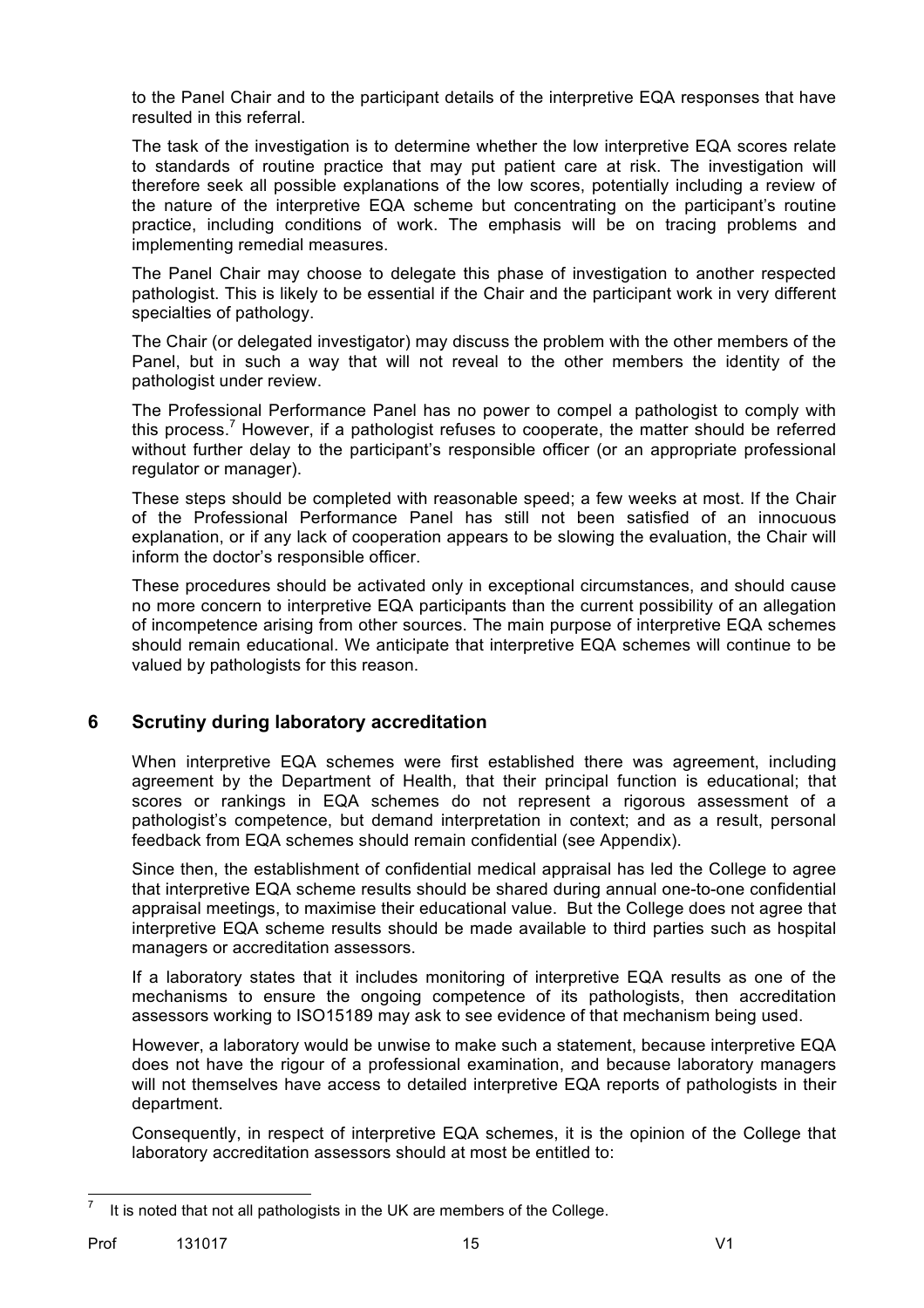to the Panel Chair and to the participant details of the interpretive EQA responses that have resulted in this referral.

The task of the investigation is to determine whether the low interpretive EQA scores relate to standards of routine practice that may put patient care at risk. The investigation will therefore seek all possible explanations of the low scores, potentially including a review of the nature of the interpretive EQA scheme but concentrating on the participant's routine practice, including conditions of work. The emphasis will be on tracing problems and implementing remedial measures.

The Panel Chair may choose to delegate this phase of investigation to another respected pathologist. This is likely to be essential if the Chair and the participant work in very different specialties of pathology.

The Chair (or delegated investigator) may discuss the problem with the other members of the Panel, but in such a way that will not reveal to the other members the identity of the pathologist under review.

The Professional Performance Panel has no power to compel a pathologist to comply with this process.[7] However, if a pathologist refuses to cooperate, the matter should be referred without further delay to the participant's responsible officer (or an appropriate professional regulator or manager).

These steps should be completed with reasonable speed; a few weeks at most. If the Chair of the Professional Performance Panel has still not been satisfied of an innocuous explanation, or if any lack of cooperation appears to be slowing the evaluation, the Chair will inform the doctor's responsible officer.

These procedures should be activated only in exceptional circumstances, and should cause no more concern to interpretive EQA participants than the current possibility of an allegation of incompetence arising from other sources. The main purpose of interpretive EQA schemes should remain educational. We anticipate that interpretive EQA schemes will continue to be valued by pathologists for this reason.

## 6 Scrutiny during laboratory accreditation

When interpretive EQA schemes were first established there was agreement, including agreement by the Department of Health, that their principal function is educational; that scores or rankings in EQA schemes do not represent a rigorous assessment of a pathologist's competence, but demand interpretation in context; and as a result, personal feedback from EQA schemes should remain confidential (see Appendix).

Since then, the establishment of confidential medical appraisal has led the College to agree that interpretive EQA scheme results should be shared during annual one-to-one confidential appraisal meetings, to maximise their educational value. But the College does not agree that interpretive EQA scheme results should be made available to third parties such as hospital managers or accreditation assessors.

If a laboratory states that it includes monitoring of interpretive EQA results as one of the mechanisms to ensure the ongoing competence of its pathologists, then accreditation assessors working to ISO15189 may ask to see evidence of that mechanism being used.

However, a laboratory would be unwise to make such a statement, because interpretive EQA does not have the rigour of a professional examination, and because laboratory managers will not themselves have access to detailed interpretive EQA reports of pathologists in their department.

Consequently, in respect of interpretive EQA schemes, it is the opinion of the College that laboratory accreditation assessors should at most be entitled to:

---

[7] It is noted that not all pathologists in the UK are members of the College.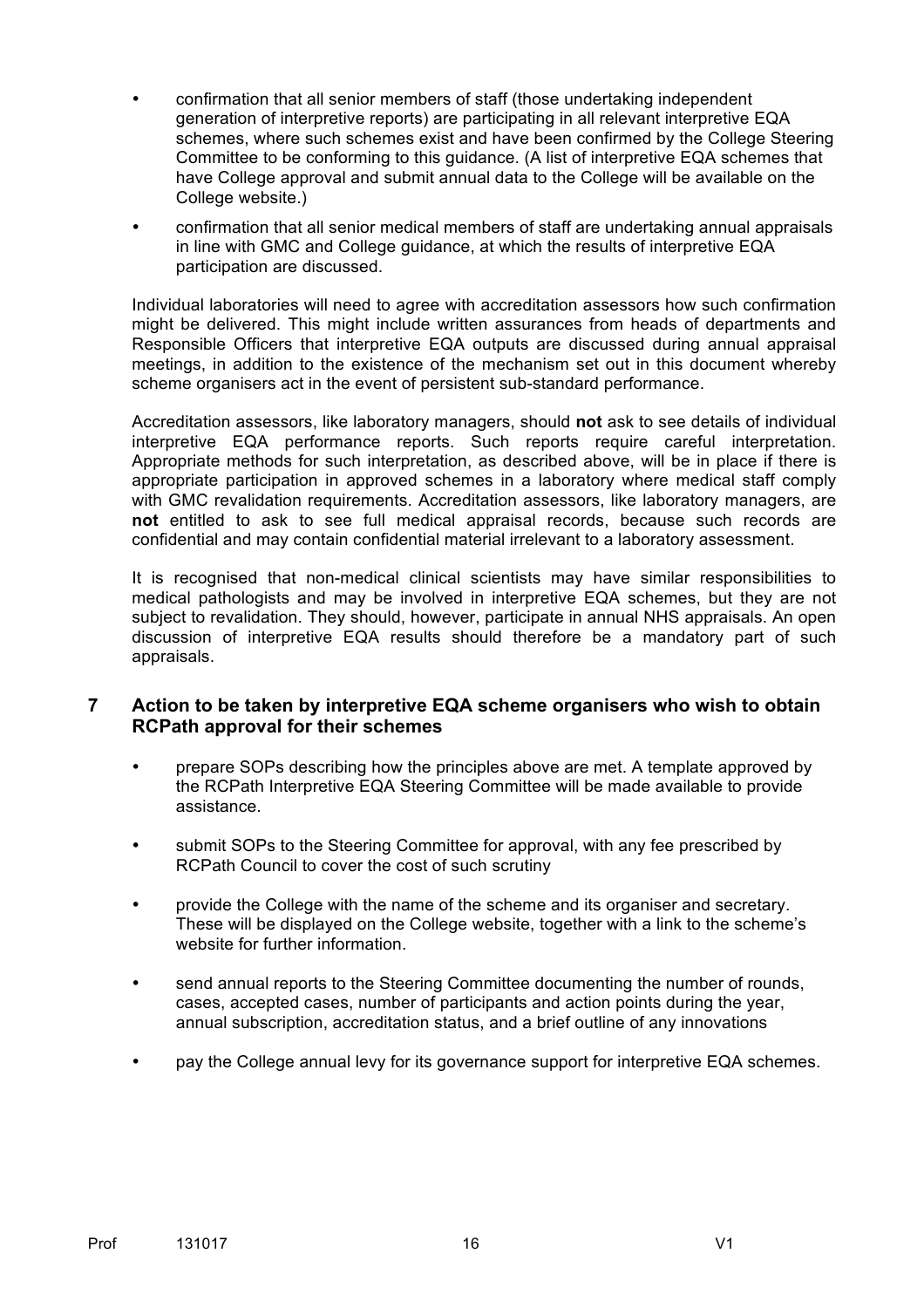- confirmation that all senior members of staff (those undertaking independent generation of interpretive reports) are participating in all relevant interpretive EQA schemes, where such schemes exist and have been confirmed by the College Steering Committee to be conforming to this guidance. (A list of interpretive EQA schemes that have College approval and submit annual data to the College will be available on the College website.)
- confirmation that all senior medical members of staff are undertaking annual appraisals in line with GMC and College guidance, at which the results of interpretive EQA participation are discussed.

Individual laboratories will need to agree with accreditation assessors how such confirmation might be delivered. This might include written assurances from heads of departments and Responsible Officers that interpretive EQA outputs are discussed during annual appraisal meetings, in addition to the existence of the mechanism set out in this document whereby scheme organisers act in the event of persistent sub-standard performance.

Accreditation assessors, like laboratory managers, should **not** ask to see details of individual interpretive EQA performance reports. Such reports require careful interpretation. Appropriate methods for such interpretation, as described above, will be in place if there is appropriate participation in approved schemes in a laboratory where medical staff comply with GMC revalidation requirements. Accreditation assessors, like laboratory managers, are **not** entitled to ask to see full medical appraisal records, because such records are confidential and may contain confidential material irrelevant to a laboratory assessment.

It is recognised that non-medical clinical scientists may have similar responsibilities to medical pathologists and may be involved in interpretive EQA schemes, but they are not subject to revalidation. They should, however, participate in annual NHS appraisals. An open discussion of interpretive EQA results should therefore be a mandatory part of such appraisals.

## 7 Action to be taken by interpretive EQA scheme organisers who wish to obtain RCPath approval for their schemes

- prepare SOPs describing how the principles above are met. A template approved by the RCPath Interpretive EQA Steering Committee will be made available to provide assistance.
- submit SOPs to the Steering Committee for approval, with any fee prescribed by RCPath Council to cover the cost of such scrutiny
- provide the College with the name of the scheme and its organiser and secretary. These will be displayed on the College website, together with a link to the scheme's website for further information.
- send annual reports to the Steering Committee documenting the number of rounds, cases, accepted cases, number of participants and action points during the year, annual subscription, accreditation status, and a brief outline of any innovations
- pay the College annual levy for its governance support for interpretive EQA schemes.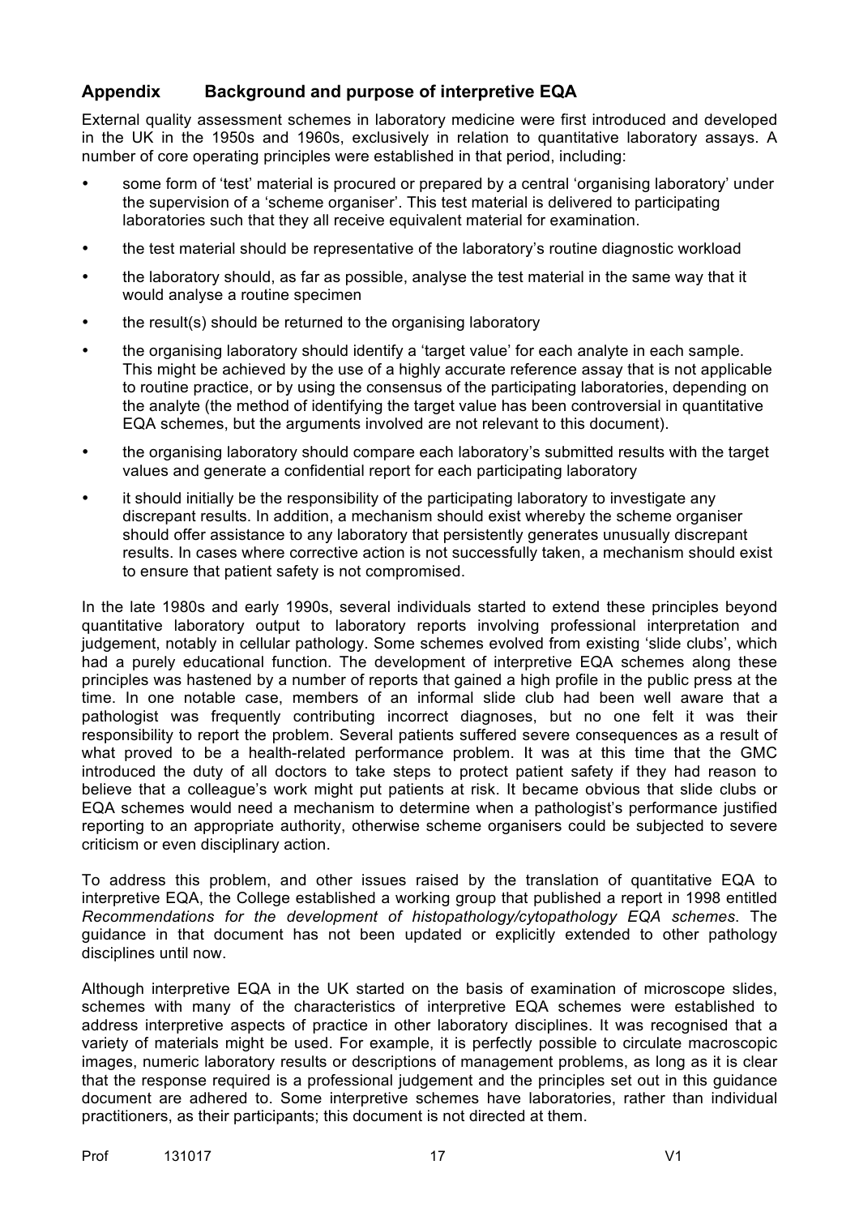## Appendix Background and purpose of interpretive EQA

External quality assessment schemes in laboratory medicine were first introduced and developed in the UK in the 1950s and 1960s, exclusively in relation to quantitative laboratory assays. A number of core operating principles were established in that period, including:

- some form of 'test' material is procured or prepared by a central 'organising laboratory' under the supervision of a 'scheme organiser'. This test material is delivered to participating laboratories such that they all receive equivalent material for examination.
- the test material should be representative of the laboratory's routine diagnostic workload
- the laboratory should, as far as possible, analyse the test material in the same way that it would analyse a routine specimen
- the result(s) should be returned to the organising laboratory
- the organising laboratory should identify a 'target value' for each analyte in each sample. This might be achieved by the use of a highly accurate reference assay that is not applicable to routine practice, or by using the consensus of the participating laboratories, depending on the analyte (the method of identifying the target value has been controversial in quantitative EQA schemes, but the arguments involved are not relevant to this document).
- the organising laboratory should compare each laboratory's submitted results with the target values and generate a confidential report for each participating laboratory
- it should initially be the responsibility of the participating laboratory to investigate any discrepant results. In addition, a mechanism should exist whereby the scheme organiser should offer assistance to any laboratory that persistently generates unusually discrepant results. In cases where corrective action is not successfully taken, a mechanism should exist to ensure that patient safety is not compromised.

In the late 1980s and early 1990s, several individuals started to extend these principles beyond quantitative laboratory output to laboratory reports involving professional interpretation and judgement, notably in cellular pathology. Some schemes evolved from existing 'slide clubs', which had a purely educational function. The development of interpretive EQA schemes along these principles was hastened by a number of reports that gained a high profile in the public press at the time. In one notable case, members of an informal slide club had been well aware that a pathologist was frequently contributing incorrect diagnoses, but no one felt it was their responsibility to report the problem. Several patients suffered severe consequences as a result of what proved to be a health-related performance problem. It was at this time that the GMC introduced the duty of all doctors to take steps to protect patient safety if they had reason to believe that a colleague's work might put patients at risk. It became obvious that slide clubs or EQA schemes would need a mechanism to determine when a pathologist's performance justified reporting to an appropriate authority, otherwise scheme organisers could be subjected to severe criticism or even disciplinary action.

To address this problem, and other issues raised by the translation of quantitative EQA to interpretive EQA, the College established a working group that published a report in 1998 entitled *Recommendations for the development of histopathology/cytopathology EQA schemes*. The guidance in that document has not been updated or explicitly extended to other pathology disciplines until now.

Although interpretive EQA in the UK started on the basis of examination of microscope slides, schemes with many of the characteristics of interpretive EQA schemes were established to address interpretive aspects of practice in other laboratory disciplines. It was recognised that a variety of materials might be used. For example, it is perfectly possible to circulate macroscopic images, numeric laboratory results or descriptions of management problems, as long as it is clear that the response required is a professional judgement and the principles set out in this guidance document are adhered to. Some interpretive schemes have laboratories, rather than individual practitioners, as their participants; this document is not directed at them.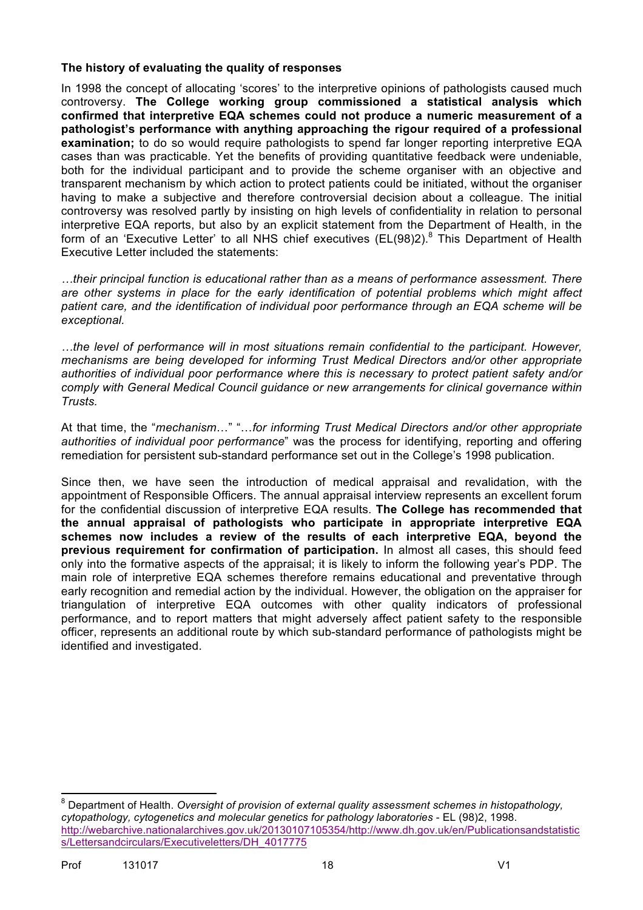**The history of evaluating the quality of responses**

In 1998 the concept of allocating 'scores' to the interpretive opinions of pathologists caused much controversy. **The College working group commissioned a statistical analysis which confirmed that interpretive EQA schemes could not produce a numeric measurement of a pathologist's performance with anything approaching the rigour required of a professional examination;** to do so would require pathologists to spend far longer reporting interpretive EQA cases than was practicable. Yet the benefits of providing quantitative feedback were undeniable, both for the individual participant and to provide the scheme organiser with an objective and transparent mechanism by which action to protect patients could be initiated, without the organiser having to make a subjective and therefore controversial decision about a colleague. The initial controversy was resolved partly by insisting on high levels of confidentiality in relation to personal interpretive EQA reports, but also by an explicit statement from the Department of Health, in the form of an 'Executive Letter' to all NHS chief executives (EL(98)2).[8] This Department of Health Executive Letter included the statements:

*…their principal function is educational rather than as a means of performance assessment. There are other systems in place for the early identification of potential problems which might affect patient care, and the identification of individual poor performance through an EQA scheme will be exceptional.*

*…the level of performance will in most situations remain confidential to the participant. However, mechanisms are being developed for informing Trust Medical Directors and/or other appropriate authorities of individual poor performance where this is necessary to protect patient safety and/or comply with General Medical Council guidance or new arrangements for clinical governance within Trusts.*

At that time, the "*mechanism…*" "*…for informing Trust Medical Directors and/or other appropriate authorities of individual poor performance*" was the process for identifying, reporting and offering remediation for persistent sub-standard performance set out in the College's 1998 publication.

Since then, we have seen the introduction of medical appraisal and revalidation, with the appointment of Responsible Officers. The annual appraisal interview represents an excellent forum for the confidential discussion of interpretive EQA results. **The College has recommended that the annual appraisal of pathologists who participate in appropriate interpretive EQA schemes now includes a review of the results of each interpretive EQA, beyond the previous requirement for confirmation of participation.** In almost all cases, this should feed only into the formative aspects of the appraisal; it is likely to inform the following year's PDP. The main role of interpretive EQA schemes therefore remains educational and preventative through early recognition and remedial action by the individual. However, the obligation on the appraiser for triangulation of interpretive EQA outcomes with other quality indicators of professional performance, and to report matters that might adversely affect patient safety to the responsible officer, represents an additional route by which sub-standard performance of pathologists might be identified and investigated.

---

[8] Department of Health. *Oversight of provision of external quality assessment schemes in histopathology, cytopathology, cytogenetics and molecular genetics for pathology laboratories* - EL (98)2, 1998. http://webarchive.nationalarchives.gov.uk/20130107105354/http://www.dh.gov.uk/en/Publicationsandstatistics/Lettersandcirculars/Executiveletters/DH_4017775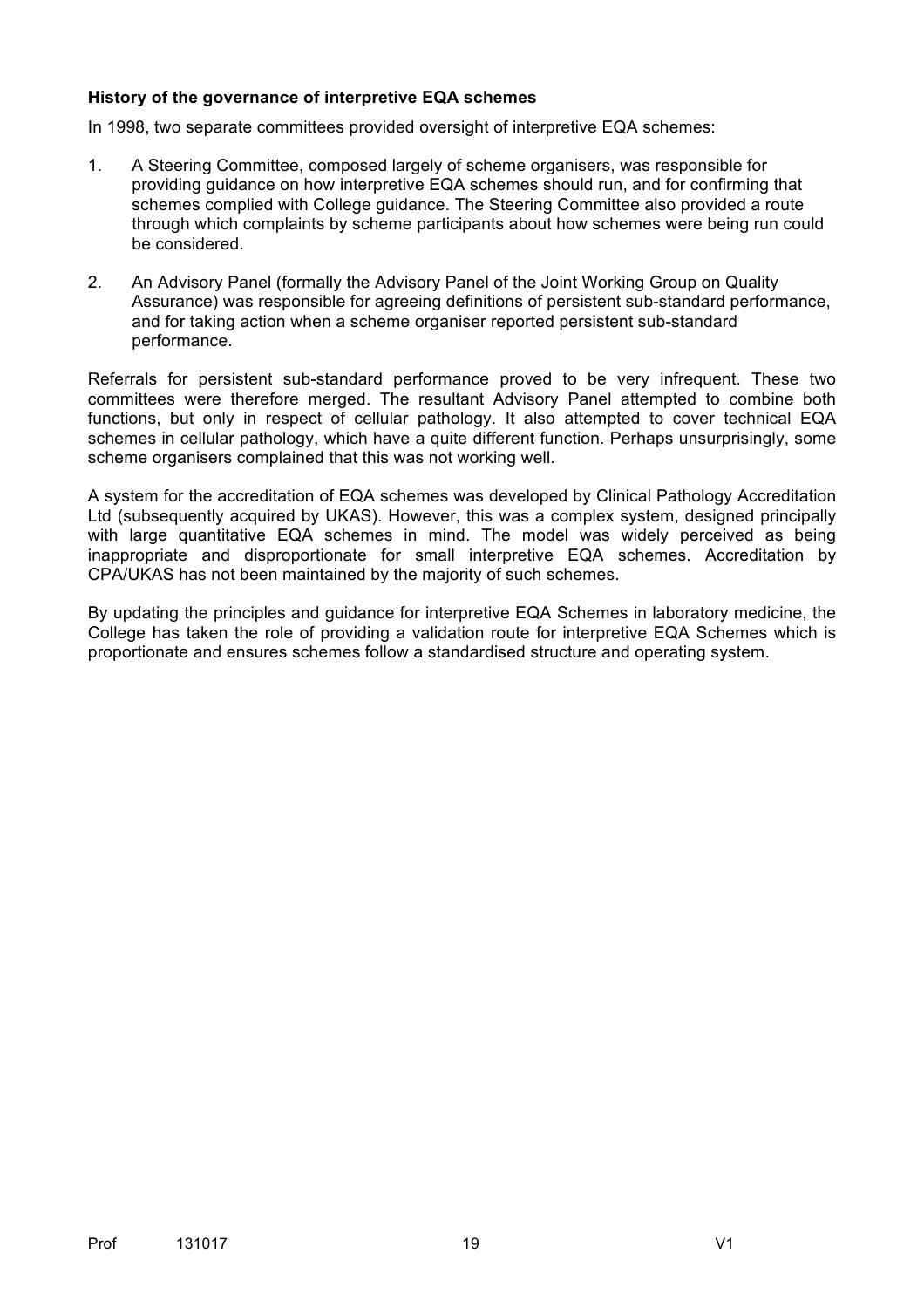**History of the governance of interpretive EQA schemes**

In 1998, two separate committees provided oversight of interpretive EQA schemes:

1. A Steering Committee, composed largely of scheme organisers, was responsible for providing guidance on how interpretive EQA schemes should run, and for confirming that schemes complied with College guidance. The Steering Committee also provided a route through which complaints by scheme participants about how schemes were being run could be considered.

2. An Advisory Panel (formally the Advisory Panel of the Joint Working Group on Quality Assurance) was responsible for agreeing definitions of persistent sub-standard performance, and for taking action when a scheme organiser reported persistent sub-standard performance.

Referrals for persistent sub-standard performance proved to be very infrequent. These two committees were therefore merged. The resultant Advisory Panel attempted to combine both functions, but only in respect of cellular pathology. It also attempted to cover technical EQA schemes in cellular pathology, which have a quite different function. Perhaps unsurprisingly, some scheme organisers complained that this was not working well.

A system for the accreditation of EQA schemes was developed by Clinical Pathology Accreditation Ltd (subsequently acquired by UKAS). However, this was a complex system, designed principally with large quantitative EQA schemes in mind. The model was widely perceived as being inappropriate and disproportionate for small interpretive EQA schemes. Accreditation by CPA/UKAS has not been maintained by the majority of such schemes.

By updating the principles and guidance for interpretive EQA Schemes in laboratory medicine, the College has taken the role of providing a validation route for interpretive EQA Schemes which is proportionate and ensures schemes follow a standardised structure and operating system.